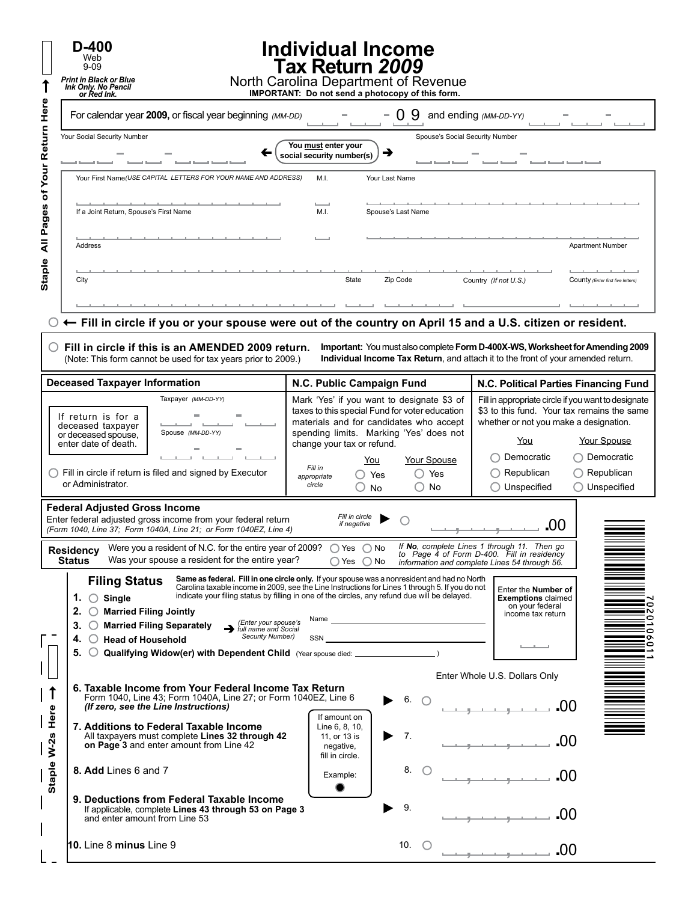# D-400

Web
9-09

*Print in Black or Blue Ink Only. No Pencil or Red Ink.*

# Individual Income Tax Return *2009*

North Carolina Department of Revenue

**IMPORTANT: Do not send a photocopy of this form.**

Staple All Pages of Your Return Here

For calendar year **2009,** or fiscal year beginning *(MM-DD)* ___ - ___ - 0 9 and ending *(MM-DD-YY)* ___ - ___ - ___

Your Social Security Number ___ - ___ - ___ ← **You must enter your social security number(s)** → Spouse's Social Security Number ___ - ___ - ___

Your First Name *(USE CAPITAL LETTERS FOR YOUR NAME AND ADDRESS)* | M.I. | Your Last Name

If a Joint Return, Spouse's First Name | M.I. | Spouse's Last Name

Address | Apartment Number

City | State | Zip Code | Country *(If not U.S.)* | County *(Enter first five letters)*

○ ← **Fill in circle if you or your spouse were out of the country on April 15 and a U.S. citizen or resident.**

○ **Fill in circle if this is an AMENDED 2009 return.** (Note: This form cannot be used for tax years prior to 2009.)

**Important:** You must also complete **Form D-400X-WS, Worksheet for Amending 2009 Individual Income Tax Return**, and attach it to the front of your amended return.

| Deceased Taxpayer Information | N.C. Public Campaign Fund | N.C. Political Parties Financing Fund |
|---|---|---|
| If return is for a deceased taxpayer or deceased spouse, enter date of death. Taxpayer *(MM-DD-YY)* ___ - ___ - ___ Spouse *(MM-DD-YY)* ___ - ___ - ___ | Mark 'Yes' if you want to designate $3 of taxes to this special Fund for voter education materials and for candidates who accept spending limits. Marking 'Yes' does not change your tax or refund. | Fill in appropriate circle if you want to designate $3 to this fund. Your tax remains the same whether or not you make a designation. |
| ○ Fill in circle if return is filed and signed by Executor or Administrator. | *Fill in appropriate circle* — You: ○ Yes ○ No; Your Spouse: ○ Yes ○ No | You: ○ Democratic ○ Republican ○ Unspecified; Your Spouse: ○ Democratic ○ Republican ○ Unspecified |

**Federal Adjusted Gross Income**
Enter federal adjusted gross income from your federal return *(Form 1040, Line 37; Form 1040A, Line 21; or Form 1040EZ, Line 4)* *Fill in circle if negative* ▶ ○ ___,___,___ **.00**

**Residency Status**
Were you a resident of N.C. for the entire year of 2009? ○ Yes ○ No
Was your spouse a resident for the entire year? ○ Yes ○ No
*If **No**, complete Lines 1 through 11. Then go to Page 4 of Form D-400. Fill in residency information and complete Lines 54 through 56.*

## Filing Status

**Same as federal. Fill in one circle only.** If your spouse was a nonresident and had no North Carolina taxable income in 2009, see the Line Instructions for Lines 1 through 5. If you do not indicate your filing status by filling in one of the circles, any refund due will be delayed.

1. ○ **Single**
2. ○ **Married Filing Jointly**
3. ○ **Married Filing Separately** → *(Enter your spouse's full name and Social Security Number)* Name ______ SSN ______
4. ○ **Head of Household**
5. ○ **Qualifying Widow(er) with Dependent Child** (Year spouse died: ______ )

Enter the **Number of Exemptions** claimed on your federal income tax return ___

Enter Whole U.S. Dollars Only

*If amount on Line 6, 8, 10, 11, or 13 is negative, fill in circle. Example: ●*

**6. Taxable Income from Your Federal Income Tax Return**
Form 1040, Line 43; Form 1040A, Line 27; or Form 1040EZ, Line 6 ***(If zero, see the Line Instructions)*** ▶ 6. ○ ___,___,___ **.00**

**7. Additions to Federal Taxable Income**
All taxpayers must complete **Lines 32 through 42 on Page 3** and enter amount from Line 42 ▶ 7. ___,___,___ **.00**

**8. Add** Lines 6 and 7 8. ○ ___,___,___ **.00**

**9. Deductions from Federal Taxable Income**
If applicable, complete **Lines 43 through 53 on Page 3** and enter amount from Line 53 ▶ 9. ___,___,___ **.00**

**10.** Line 8 **minus** Line 9 10. ○ ___,___,___ **.00**

Staple W-2s Here

702010601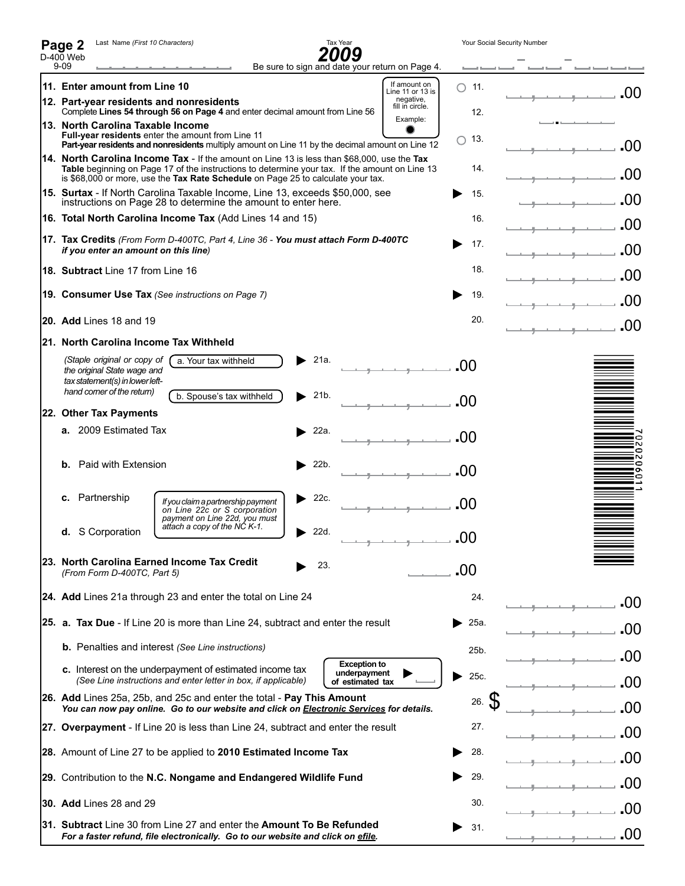**Page 2** D-400 Web 9-09

Last Name *(First 10 Characters)*

Tax Year **2009**

Be sure to sign and date your return on Page 4.

Your Social Security Number

**11. Enter amount from Line 10** — 11. .00

If amount on Line 11 or 13 is negative, fill in circle. Example: ●

**12. Part-year residents and nonresidents**
Complete **Lines 54 through 56 on Page 4** and enter decimal amount from Line 56 — 12.

**13. North Carolina Taxable Income**
**Full-year residents** enter the amount from Line 11
**Part-year residents and nonresidents** multiply amount on Line 11 by the decimal amount on Line 12 — 13. .00

**14. North Carolina Income Tax** - If the amount on Line 13 is less than $68,000, use the **Tax Table** beginning on Page 17 of the instructions to determine your tax. If the amount on Line 13 is $68,000 or more, use the **Tax Rate Schedule** on Page 25 to calculate your tax. — 14. .00

**15. Surtax** - If North Carolina Taxable Income, Line 13, exceeds $50,000, see instructions on Page 28 to determine the amount to enter here. — 15. .00

**16. Total North Carolina Income Tax** (Add Lines 14 and 15) — 16. .00

**17. Tax Credits** *(From Form D-400TC, Part 4, Line 36 - **You must attach Form D-400TC** if you enter an amount on this line)* — 17. .00

**18. Subtract** Line 17 from Line 16 — 18. .00

**19. Consumer Use Tax** *(See instructions on Page 7)* — 19. .00

**20. Add** Lines 18 and 19 — 20. .00

**21. North Carolina Income Tax Withheld**

*(Staple original or copy of the original State wage and tax statement(s) in lower left-hand corner of the return)*

a. Your tax withheld — 21a. .00

b. Spouse's tax withheld — 21b. .00

**22. Other Tax Payments**

**a.** 2009 Estimated Tax — 22a. .00

**b.** Paid with Extension — 22b. .00

**c.** Partnership — 22c. .00

**d.** S Corporation — 22d. .00

*If you claim a partnership payment on Line 22c or S corporation payment on Line 22d, you must attach a copy of the NC K-1.*

**23. North Carolina Earned Income Tax Credit** *(From Form D-400TC, Part 5)* — 23. .00

**24. Add** Lines 21a through 23 and enter the total on Line 24 — 24. .00

**25. a. Tax Due** - If Line 20 is more than Line 24, subtract and enter the result — 25a. .00

**b.** Penalties and interest *(See Line instructions)* — 25b. .00

**c.** Interest on the underpayment of estimated income tax *(See Line instructions and enter letter in box, if applicable)* — **Exception to underpayment of estimated tax** — 25c. .00

**26. Add** Lines 25a, 25b, and 25c and enter the total - **Pay This Amount**
***You can now pay online. Go to our website and click on Electronic Services for details.*** — 26. $ .00

**27. Overpayment** - If Line 20 is less than Line 24, subtract and enter the result — 27. .00

**28.** Amount of Line 27 to be applied to **2010 Estimated Income Tax** — 28. .00

**29.** Contribution to the **N.C. Nongame and Endangered Wildlife Fund** — 29. .00

**30. Add** Lines 28 and 29 — 30. .00

**31. Subtract** Line 30 from Line 27 and enter the **Amount To Be Refunded**
***For a faster refund, file electronically. Go to our website and click on efile.*** — 31. .00

7020206011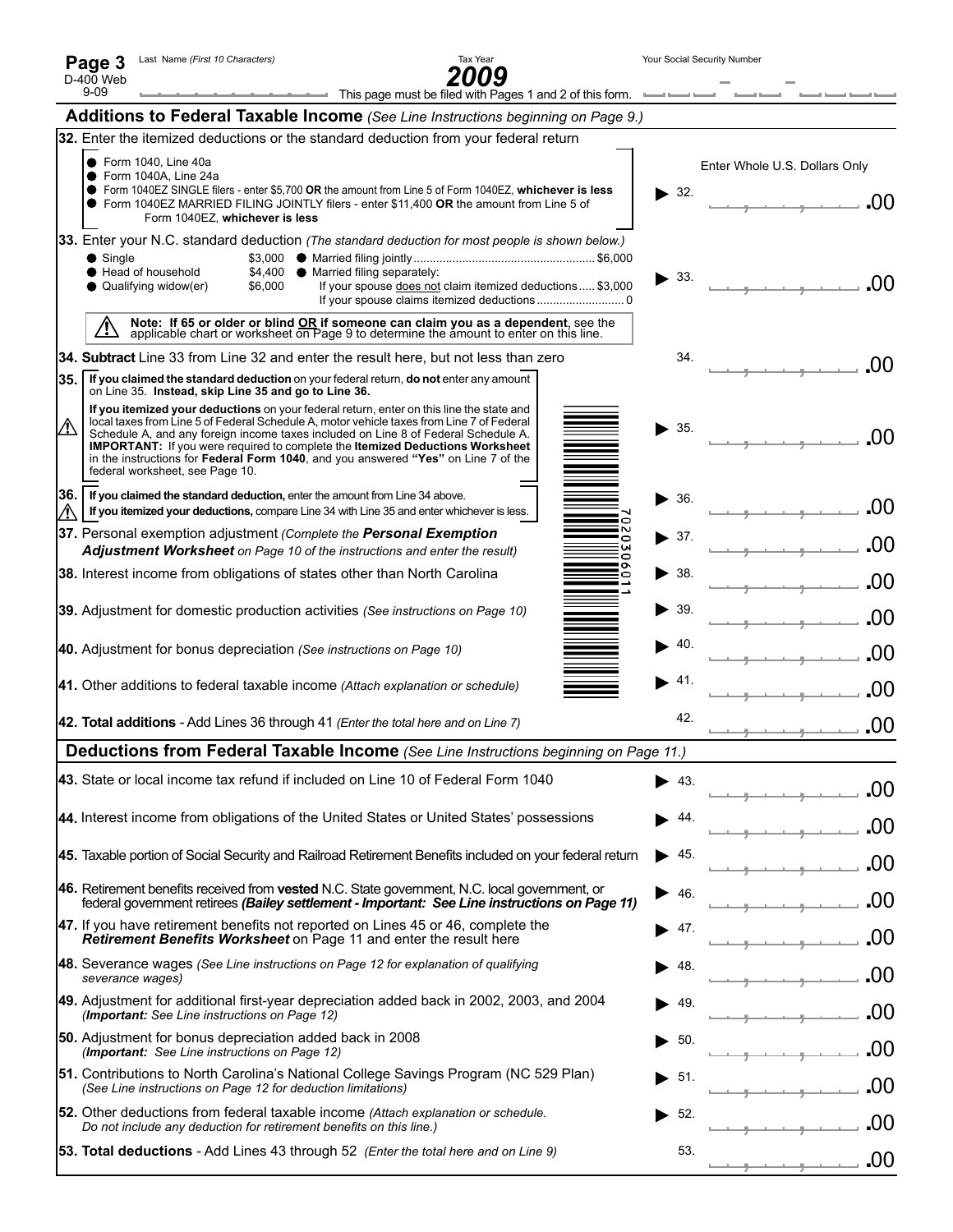**Page 3** D-400 Web 9-09 Last Name *(First 10 Characters)* Tax Year **2009** Your Social Security Number

This page must be filed with Pages 1 and 2 of this form.

## Additions to Federal Taxable Income *(See Line Instructions beginning on Page 9.)*

**32.** Enter the itemized deductions or the standard deduction from your federal return

- Form 1040, Line 40a
- Form 1040A, Line 24a
- Form 1040EZ SINGLE filers - enter $5,700 **OR** the amount from Line 5 of Form 1040EZ, **whichever is less**
- Form 1040EZ MARRIED FILING JOINTLY filers - enter $11,400 **OR** the amount from Line 5 of Form 1040EZ, **whichever is less**

Enter Whole U.S. Dollars Only

32. .00

**33.** Enter your N.C. standard deduction *(The standard deduction for most people is shown below.)*

- Single $3,000
- Head of household $4,400
- Qualifying widow(er) $6,000
- Married filing jointly $6,000
- Married filing separately:
  - If your spouse does not claim itemized deductions $3,000
  - If your spouse claims itemized deductions 0

33. .00

**Note: If 65 or older or blind OR if someone can claim you as a dependent**, see the applicable chart or worksheet on Page 9 to determine the amount to enter on this line.

**34. Subtract** Line 33 from Line 32 and enter the result here, but not less than zero 34. .00

**35.** **If you claimed the standard deduction** on your federal return, **do not** enter any amount on Line 35. **Instead, skip Line 35 and go to Line 36.**

**If you itemized your deductions** on your federal return, enter on this line the state and local taxes from Line 5 of Federal Schedule A, motor vehicle taxes from Line 7 of Federal Schedule A, and any foreign income taxes included on Line 8 of Federal Schedule A. **IMPORTANT:** If you were required to complete the **Itemized Deductions Worksheet** in the instructions for **Federal Form 1040**, and you answered **"Yes"** on Line 7 of the federal worksheet, see Page 10. 35. .00

**36.** **If you claimed the standard deduction,** enter the amount from Line 34 above. **If you itemized your deductions,** compare Line 34 with Line 35 and enter whichever is less. 36. .00

**37.** Personal exemption adjustment *(Complete the **Personal Exemption Adjustment Worksheet** on Page 10 of the instructions and enter the result)* 37. .00

**38.** Interest income from obligations of states other than North Carolina 38. .00

**39.** Adjustment for domestic production activities *(See instructions on Page 10)* 39. .00

**40.** Adjustment for bonus depreciation *(See instructions on Page 10)* 40. .00

**41.** Other additions to federal taxable income *(Attach explanation or schedule)* 41. .00

**42. Total additions** - Add Lines 36 through 41 *(Enter the total here and on Line 7)* 42. .00

## Deductions from Federal Taxable Income *(See Line Instructions beginning on Page 11.)*

**43.** State or local income tax refund if included on Line 10 of Federal Form 1040 43. .00

**44.** Interest income from obligations of the United States or United States' possessions 44. .00

**45.** Taxable portion of Social Security and Railroad Retirement Benefits included on your federal return 45. .00

**46.** Retirement benefits received from **vested** N.C. State government, N.C. local government, or federal government retirees ***(Bailey settlement - Important: See Line instructions on Page 11)*** 46. .00

**47.** If you have retirement benefits not reported on Lines 45 or 46, complete the ***Retirement Benefits Worksheet*** on Page 11 and enter the result here 47. .00

**48.** Severance wages *(See Line instructions on Page 12 for explanation of qualifying severance wages)* 48. .00

**49.** Adjustment for additional first-year depreciation added back in 2002, 2003, and 2004 *(**Important:** See Line instructions on Page 12)* 49. .00

**50.** Adjustment for bonus depreciation added back in 2008 *(**Important:** See Line instructions on Page 12)* 50. .00

**51.** Contributions to North Carolina's National College Savings Program (NC 529 Plan) *(See Line instructions on Page 12 for deduction limitations)* 51. .00

**52.** Other deductions from federal taxable income *(Attach explanation or schedule. Do not include any deduction for retirement benefits on this line.)* 52. .00

**53. Total deductions** - Add Lines 43 through 52 *(Enter the total here and on Line 9)* 53. .00

702030601​1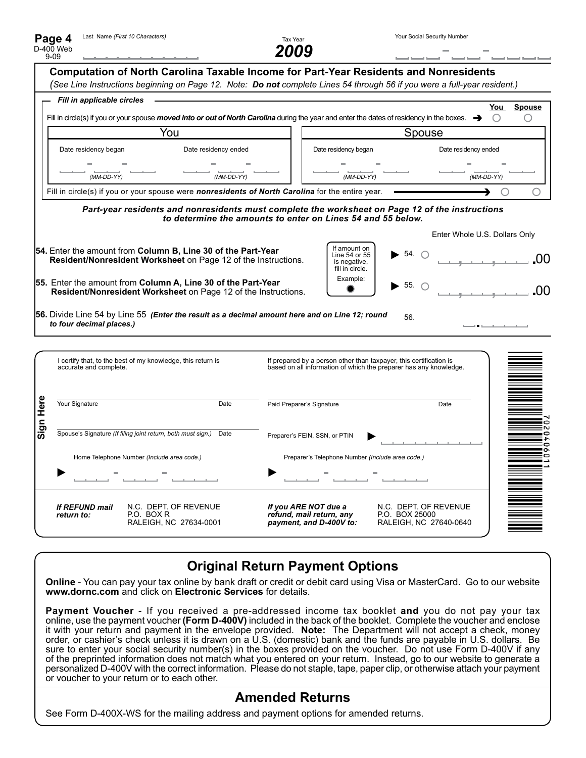Last Name *(First 10 Characters)*

Tax Year **2009**

Your Social Security Number

## Computation of North Carolina Taxable Income for Part-Year Residents and Nonresidents

*(See Line Instructions beginning on Page 12. Note: **Do not** complete Lines 54 through 56 if you were a full-year resident.)*

***Fill in applicable circles***

| | You | Spouse |
|---|---|---|
| Fill in circle(s) if you or your spouse ***moved into or out of North Carolina*** during the year and enter the dates of residency in the boxes. ➔ | ○ | ○ |

| You | | Spouse | |
|---|---|---|---|
| Date residency began | Date residency ended | Date residency began | Date residency ended |
| (MM-DD-YY) | (MM-DD-YY) | (MM-DD-YY) | (MM-DD-YY) |

| | You | Spouse |
|---|---|---|
| Fill in circle(s) if you or your spouse were ***nonresidents of North Carolina*** for the entire year. ➔ | ○ | ○ |

***Part-year residents and nonresidents must complete the worksheet on Page 12 of the instructions to determine the amounts to enter on Lines 54 and 55 below.***

Enter Whole U.S. Dollars Only

If amount on Line 54 or 55 is negative, fill in circle. Example: ●

**54.** Enter the amount from **Column B, Line 30 of the Part-Year Resident/Nonresident Worksheet** on Page 12 of the Instructions. ▶ 54. ○ .00

**55.** Enter the amount from **Column A, Line 30 of the Part-Year Resident/Nonresident Worksheet** on Page 12 of the Instructions. ▶ 55. ○ .00

**56.** Divide Line 54 by Line 55 ***(Enter the result as a decimal amount here and on Line 12; round to four decimal places.)*** 56. .

---

**Sign Here**

I certify that, to the best of my knowledge, this return is accurate and complete.

Your Signature — Date

Spouse's Signature *(If filing joint return, both must sign.)* — Date

Home Telephone Number *(Include area code.)*

If prepared by a person other than taxpayer, this certification is based on all information of which the preparer has any knowledge.

Paid Preparer's Signature — Date

Preparer's FEIN, SSN, or PTIN ▶

Preparer's Telephone Number *(Include area code.)*

***If REFUND mail return to:*** N.C. DEPT. OF REVENUE, P.O. BOX R, RALEIGH, NC 27634-0001

***If you ARE NOT due a refund, mail return, any payment, and D-400V to:*** N.C. DEPT. OF REVENUE, P.O. BOX 25000, RALEIGH, NC 27640-0640

7020406011

## Original Return Payment Options

**Online** - You can pay your tax online by bank draft or credit or debit card using Visa or MasterCard. Go to our website **www.dornc.com** and click on **Electronic Services** for details.

**Payment Voucher** - If you received a pre-addressed income tax booklet **and** you do not pay your tax online, use the payment voucher **(Form D-400V)** included in the back of the booklet. Complete the voucher and enclose it with your return and payment in the envelope provided. **Note:** The Department will not accept a check, money order, or cashier's check unless it is drawn on a U.S. (domestic) bank and the funds are payable in U.S. dollars. Be sure to enter your social security number(s) in the boxes provided on the voucher. Do not use Form D-400V if any of the preprinted information does not match what you entered on your return. Instead, go to our website to generate a personalized D-400V with the correct information. Please do not staple, tape, paper clip, or otherwise attach your payment or voucher to your return or to each other.

## Amended Returns

See Form D-400X-WS for the mailing address and payment options for amended returns.